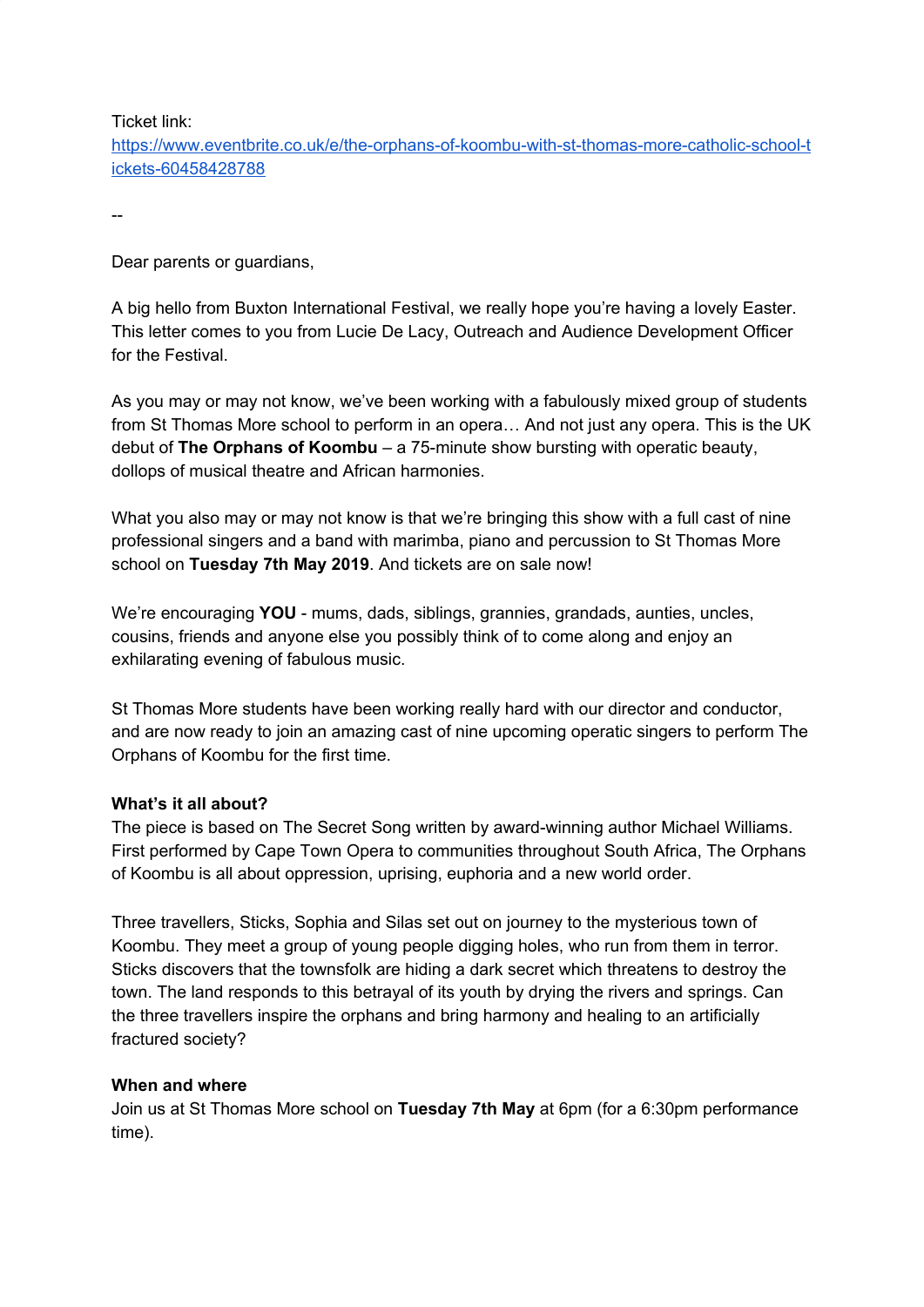Ticket link:
[https://www.eventbrite.co.uk/e/the-orphans-of-koombu-with-st-thomas-more-catholic-school-tickets-60458428788](https://www.eventbrite.co.uk/e/the-orphans-of-koombu-with-st-thomas-more-catholic-school-tickets-60458428788)

--

Dear parents or guardians,

A big hello from Buxton International Festival, we really hope you're having a lovely Easter. This letter comes to you from Lucie De Lacy, Outreach and Audience Development Officer for the Festival.

As you may or may not know, we've been working with a fabulously mixed group of students from St Thomas More school to perform in an opera… And not just any opera. This is the UK debut of **The Orphans of Koombu** – a 75-minute show bursting with operatic beauty, dollops of musical theatre and African harmonies.

What you also may or may not know is that we're bringing this show with a full cast of nine professional singers and a band with marimba, piano and percussion to St Thomas More school on **Tuesday 7th May 2019**. And tickets are on sale now!

We're encouraging **YOU** - mums, dads, siblings, grannies, grandads, aunties, uncles, cousins, friends and anyone else you possibly think of to come along and enjoy an exhilarating evening of fabulous music.

St Thomas More students have been working really hard with our director and conductor, and are now ready to join an amazing cast of nine upcoming operatic singers to perform The Orphans of Koombu for the first time.

**What's it all about?**
The piece is based on The Secret Song written by award-winning author Michael Williams. First performed by Cape Town Opera to communities throughout South Africa, The Orphans of Koombu is all about oppression, uprising, euphoria and a new world order.

Three travellers, Sticks, Sophia and Silas set out on journey to the mysterious town of Koombu. They meet a group of young people digging holes, who run from them in terror. Sticks discovers that the townsfolk are hiding a dark secret which threatens to destroy the town. The land responds to this betrayal of its youth by drying the rivers and springs. Can the three travellers inspire the orphans and bring harmony and healing to an artificially fractured society?

**When and where**
Join us at St Thomas More school on **Tuesday 7th May** at 6pm (for a 6:30pm performance time).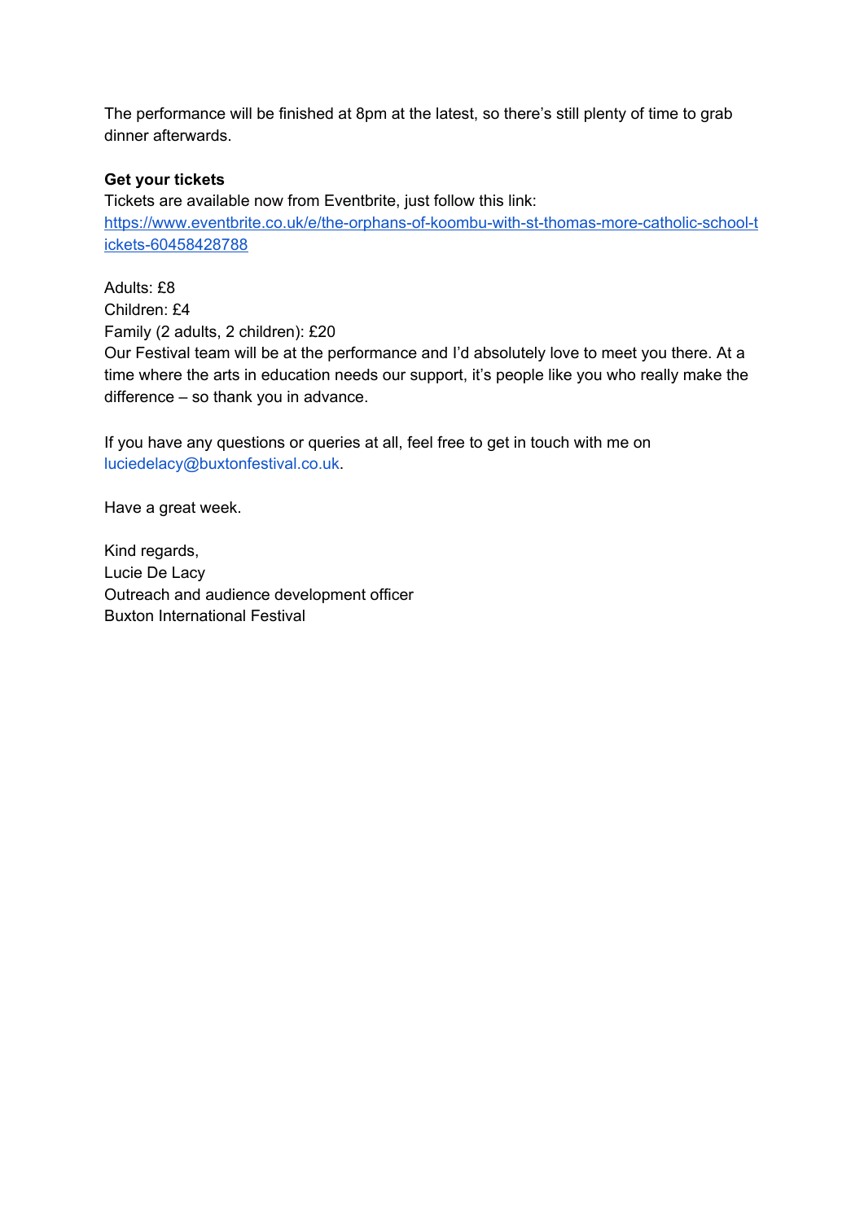The performance will be finished at 8pm at the latest, so there's still plenty of time to grab dinner afterwards.

**Get your tickets**
Tickets are available now from Eventbrite, just follow this link:
https://www.eventbrite.co.uk/e/the-orphans-of-koombu-with-st-thomas-more-catholic-school-tickets-60458428788

Adults: £8
Children: £4
Family (2 adults, 2 children): £20
Our Festival team will be at the performance and I'd absolutely love to meet you there. At a time where the arts in education needs our support, it's people like you who really make the difference – so thank you in advance.

If you have any questions or queries at all, feel free to get in touch with me on luciedelacy@buxtonfestival.co.uk.

Have a great week.

Kind regards,
Lucie De Lacy
Outreach and audience development officer
Buxton International Festival